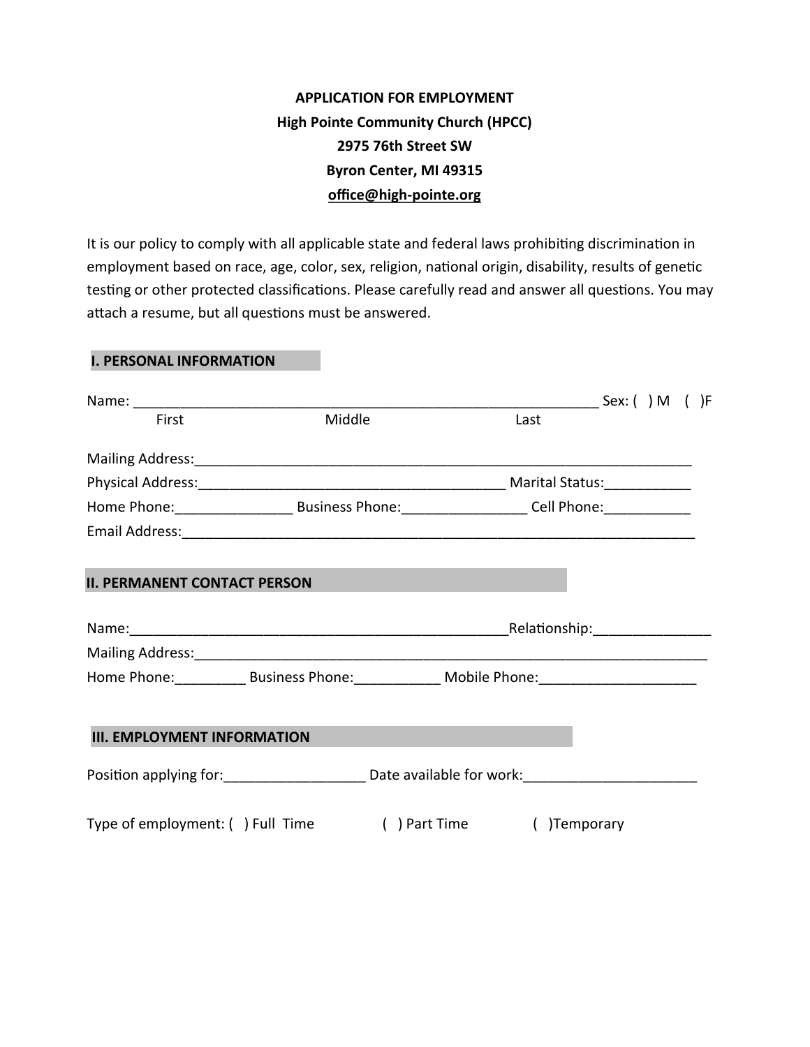**APPLICATION FOR EMPLOYMENT**
**High Pointe Community Church (HPCC)**
**2975 76th Street SW**
**Byron Center, MI 49315**
**office@high-pointe.org**

It is our policy to comply with all applicable state and federal laws prohibiting discrimination in employment based on race, age, color, sex, religion, national origin, disability, results of genetic testing or other protected classifications. Please carefully read and answer all questions. You may attach a resume, but all questions must be answered.

## I. PERSONAL INFORMATION

Name: _____________________________________________________________ Sex: ( ) M ( )F
First Middle Last

Mailing Address:_______________________________________________________________
Physical Address:_______________________________________ Marital Status:___________
Home Phone:_______________ Business Phone:________________ Cell Phone:___________
Email Address:_________________________________________________________________

## II. PERMANENT CONTACT PERSON

Name:_________________________________________________Relationship:_______________
Mailing Address:__________________________________________________________________
Home Phone:_________ Business Phone:___________ Mobile Phone:____________________

## III. EMPLOYMENT INFORMATION

Position applying for:__________________ Date available for work:______________________

Type of employment: ( ) Full Time ( ) Part Time ( )Temporary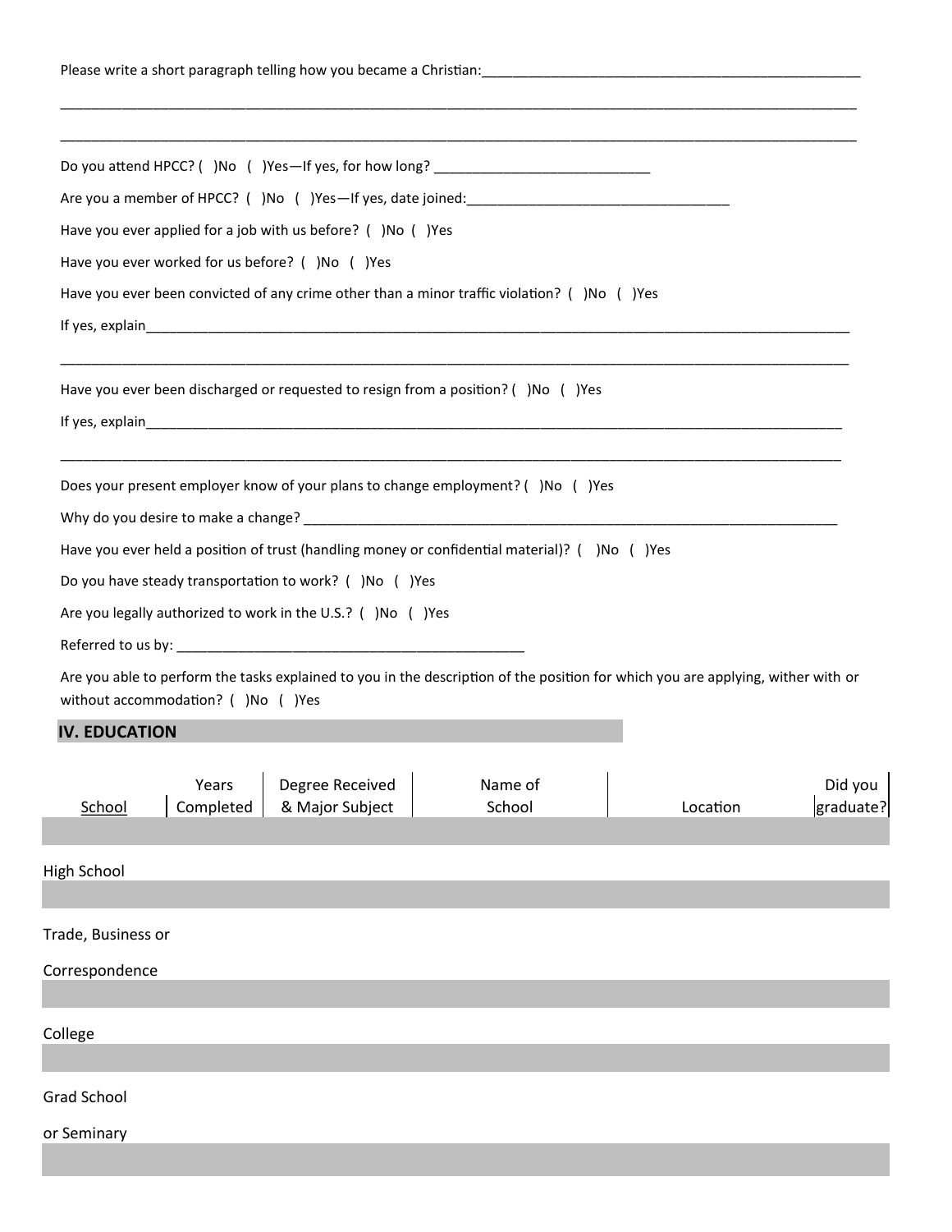Please write a short paragraph telling how you became a Christian:___________________________________________________

______________________________________________________________________________________________________________

______________________________________________________________________________________________________________

Do you attend HPCC? (  )No  (  )Yes—If yes, for how long? _____________________________

Are you a member of HPCC? (  )No  (  )Yes—If yes, date joined:__________________________________

Have you ever applied for a job with us before? (  )No  (  )Yes

Have you ever worked for us before? (  )No  (  )Yes

Have you ever been convicted of any crime other than a minor traffic violation? (  )No  (  )Yes

If yes, explain______________________________________________________________________________________________

______________________________________________________________________________________________________________

Have you ever been discharged or requested to resign from a position? (  )No  (  )Yes

If yes, explain______________________________________________________________________________________________

______________________________________________________________________________________________________________

Does your present employer know of your plans to change employment? (  )No  (  )Yes

Why do you desire to make a change? ___________________________________________________________________________

Have you ever held a position of trust (handling money or confidential material)? (  )No  (  )Yes

Do you have steady transportation to work? (  )No  (  )Yes

Are you legally authorized to work in the U.S.? (  )No  (  )Yes

Referred to us by: _______________________________________________

Are you able to perform the tasks explained to you in the description of the position for which you are applying, wither with or without accommodation? (  )No  (  )Yes

## IV. EDUCATION

| School | Years Completed | Degree Received & Major Subject | Name of School | Location | Did you graduate? |
|---|---|---|---|---|---|
| High School | | | | | |
| Trade, Business or Correspondence | | | | | |
| College | | | | | |
| Grad School or Seminary | | | | | |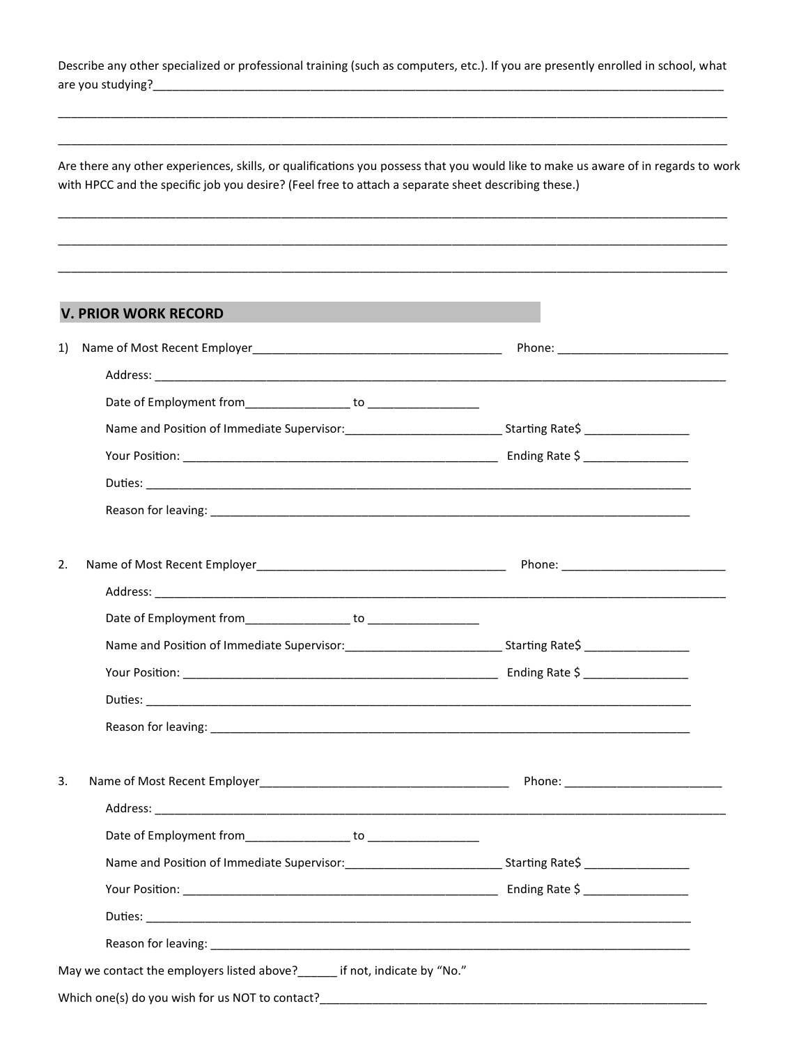Describe any other specialized or professional training (such as computers, etc.). If you are presently enrolled in school, what are you studying?____________________________________________________________________________________________

______________________________________________________________________________________________________________

______________________________________________________________________________________________________________

Are there any other experiences, skills, or qualifications you possess that you would like to make us aware of in regards to work with HPCC and the specific job you desire? (Feel free to attach a separate sheet describing these.)

______________________________________________________________________________________________________________

______________________________________________________________________________________________________________

______________________________________________________________________________________________________________

## V. PRIOR WORK RECORD

1) Name of Most Recent Employer_______________________________________ Phone: ___________________________

Address: ____________________________________________________________________________________________

Date of Employment from________________ to _________________

Name and Position of Immediate Supervisor:________________________ Starting Rate$ ________________

Your Position: __________________________________________________ Ending Rate $ ________________

Duties: ____________________________________________________________________________________

Reason for leaving: _________________________________________________________________________

2. Name of Most Recent Employer_______________________________________ Phone: _________________________

Address: ____________________________________________________________________________________________

Date of Employment from________________ to _________________

Name and Position of Immediate Supervisor:________________________ Starting Rate$ ________________

Your Position: __________________________________________________ Ending Rate $ ________________

Duties: ____________________________________________________________________________________

Reason for leaving: _________________________________________________________________________

3. Name of Most Recent Employer_______________________________________ Phone: _________________________

Address: ____________________________________________________________________________________________

Date of Employment from________________ to _________________

Name and Position of Immediate Supervisor:________________________ Starting Rate$ ________________

Your Position: __________________________________________________ Ending Rate $ ________________

Duties: ____________________________________________________________________________________

Reason for leaving: _________________________________________________________________________

May we contact the employers listed above?______ if not, indicate by "No."

Which one(s) do you wish for us NOT to contact?_____________________________________________________________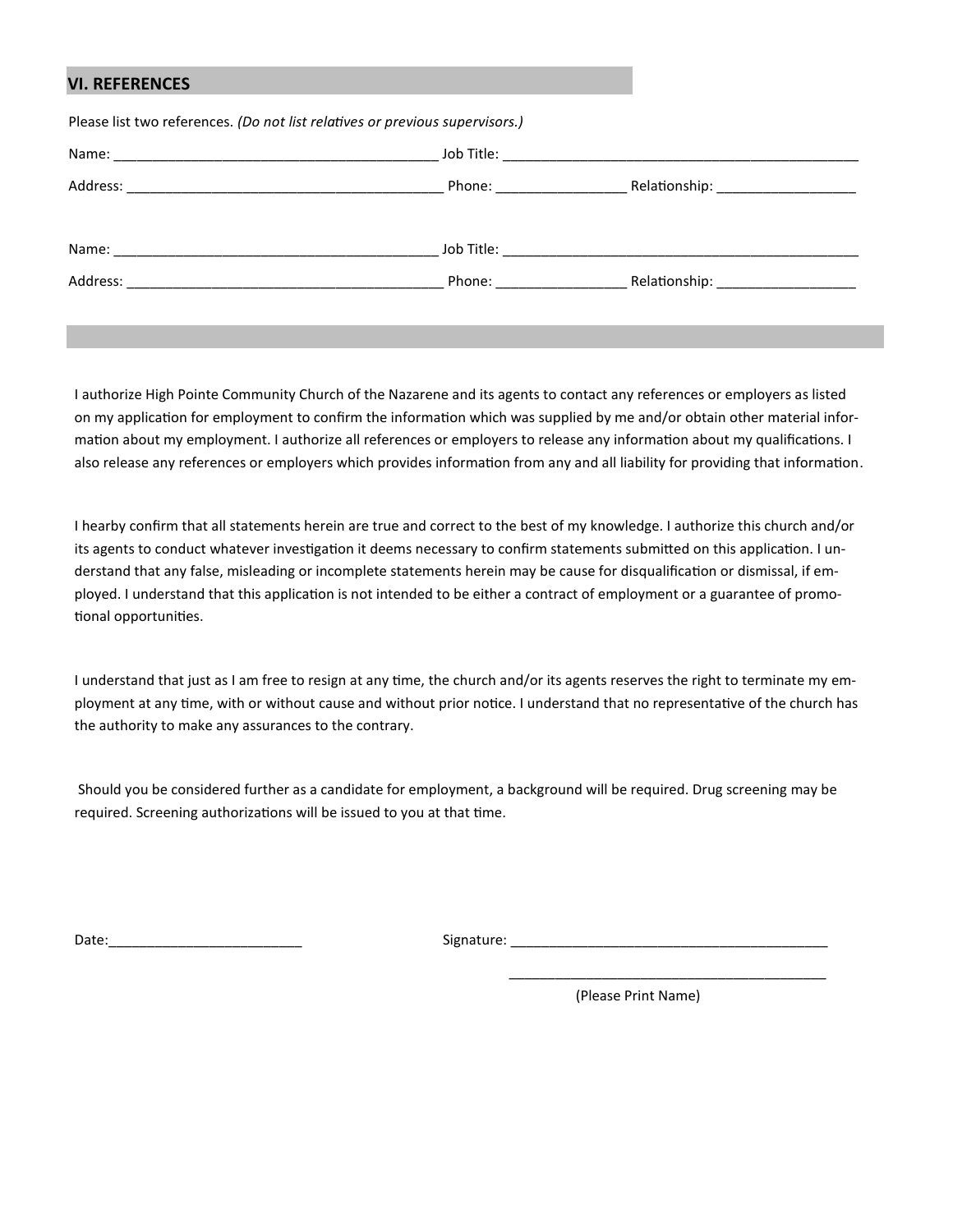## VI. REFERENCES

Please list two references. *(Do not list relatives or previous supervisors.)*

Name: ___________________________________________ Job Title: ________________________________________________

Address: _________________________________________ Phone: _________________ Relationship: __________________

Name: ___________________________________________ Job Title: ________________________________________________

Address: _________________________________________ Phone: _________________ Relationship: __________________

I authorize High Pointe Community Church of the Nazarene and its agents to contact any references or employers as listed on my application for employment to confirm the information which was supplied by me and/or obtain other material information about my employment. I authorize all references or employers to release any information about my qualifications. I also release any references or employers which provides information from any and all liability for providing that information.

I hearby confirm that all statements herein are true and correct to the best of my knowledge. I authorize this church and/or its agents to conduct whatever investigation it deems necessary to confirm statements submitted on this application. I understand that any false, misleading or incomplete statements herein may be cause for disqualification or dismissal, if employed. I understand that this application is not intended to be either a contract of employment or a guarantee of promotional opportunities.

I understand that just as I am free to resign at any time, the church and/or its agents reserves the right to terminate my employment at any time, with or without cause and without prior notice. I understand that no representative of the church has the authority to make any assurances to the contrary.

Should you be considered further as a candidate for employment, a background will be required. Drug screening may be required. Screening authorizations will be issued to you at that time.

Date:_________________________ Signature: __________________________________________

__________________________________________

(Please Print Name)